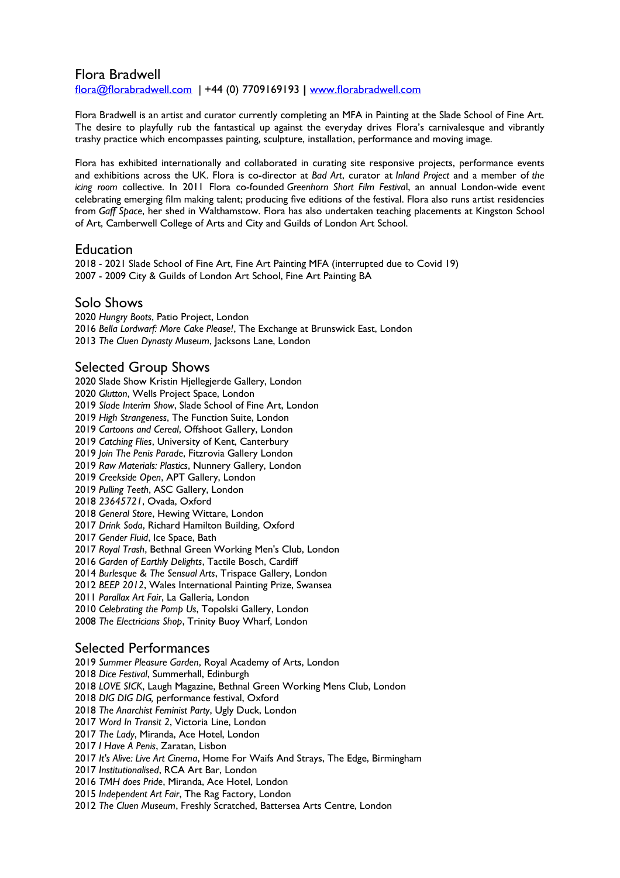# Flora Bradwell

[flora@florabradwell.com](mailto:flora@florabradwell.com) | +44 (0) 7709169193 **|** [www.florabradwell.com](http://www.florabradwell.com)

Flora Bradwell is an artist and curator currently completing an MFA in Painting at the Slade School of Fine Art. The desire to playfully rub the fantastical up against the everyday drives Flora's carnivalesque and vibrantly trashy practice which encompasses painting, sculpture, installation, performance and moving image.

Flora has exhibited internationally and collaborated in curating site responsive projects, performance events and exhibitions across the UK. Flora is co-director at *Bad Art*, curator at *Inland Project* and a member of *the icing room* collective. In 2011 Flora co-founded *Greenhorn Short Film Festival*, an annual London-wide event celebrating emerging film making talent; producing five editions of the festival. Flora also runs artist residencies from *Gaff Space*, her shed in Walthamstow. Flora has also undertaken teaching placements at Kingston School of Art, Camberwell College of Arts and City and Guilds of London Art School.

## Education

2018 - 2021 Slade School of Fine Art, Fine Art Painting MFA (interrupted due to Covid 19)
2007 - 2009 City & Guilds of London Art School, Fine Art Painting BA

## Solo Shows

2020 *Hungry Boots*, Patio Project, London
2016 *Bella Lordwarf: More Cake Please!*, The Exchange at Brunswick East, London
2013 *The Cluen Dynasty Museum*, Jacksons Lane, London

## Selected Group Shows

2020 Slade Show Kristin Hjellegjerde Gallery, London
2020 *Glutton*, Wells Project Space, London
2019 *Slade Interim Show*, Slade School of Fine Art, London
2019 *High Strangeness*, The Function Suite, London
2019 *Cartoons and Cereal*, Offshoot Gallery, London
2019 *Catching Flies*, University of Kent, Canterbury
2019 *Join The Penis Parade*, Fitzrovia Gallery London
2019 *Raw Materials: Plastics*, Nunnery Gallery, London
2019 *Creekside Open*, APT Gallery, London
2019 *Pulling Teeth*, ASC Gallery, London
2018 *23645721*, Ovada, Oxford
2018 *General Store*, Hewing Wittare, London
2017 *Drink Soda*, Richard Hamilton Building, Oxford
2017 *Gender Fluid*, Ice Space, Bath
2017 *Royal Trash*, Bethnal Green Working Men's Club, London
2016 *Garden of Earthly Delights*, Tactile Bosch, Cardiff
2014 *Burlesque & The Sensual Arts*, Trispace Gallery, London
2012 *BEEP 2012*, Wales International Painting Prize, Swansea
2011 *Parallax Art Fair*, La Galleria, London
2010 *Celebrating the Pomp Us*, Topolski Gallery, London
2008 *The Electricians Shop*, Trinity Buoy Wharf, London

## Selected Performances

2019 *Summer Pleasure Garden*, Royal Academy of Arts, London
2018 *Dice Festival*, Summerhall, Edinburgh
2018 *LOVE SICK*, Laugh Magazine, Bethnal Green Working Mens Club, London
2018 *DIG DIG DIG,* performance festival, Oxford
2018 *The Anarchist Feminist Party*, Ugly Duck, London
2017 *Word In Transit 2*, Victoria Line, London
2017 *The Lady*, Miranda, Ace Hotel, London
2017 *I Have A Penis*, Zaratan, Lisbon
2017 *It's Alive: Live Art Cinema*, Home For Waifs And Strays, The Edge, Birmingham
2017 *Institutionalised*, RCA Art Bar, London
2016 *TMH does Pride*, Miranda, Ace Hotel, London
2015 *Independent Art Fair*, The Rag Factory, London
2012 *The Cluen Museum*, Freshly Scratched, Battersea Arts Centre, London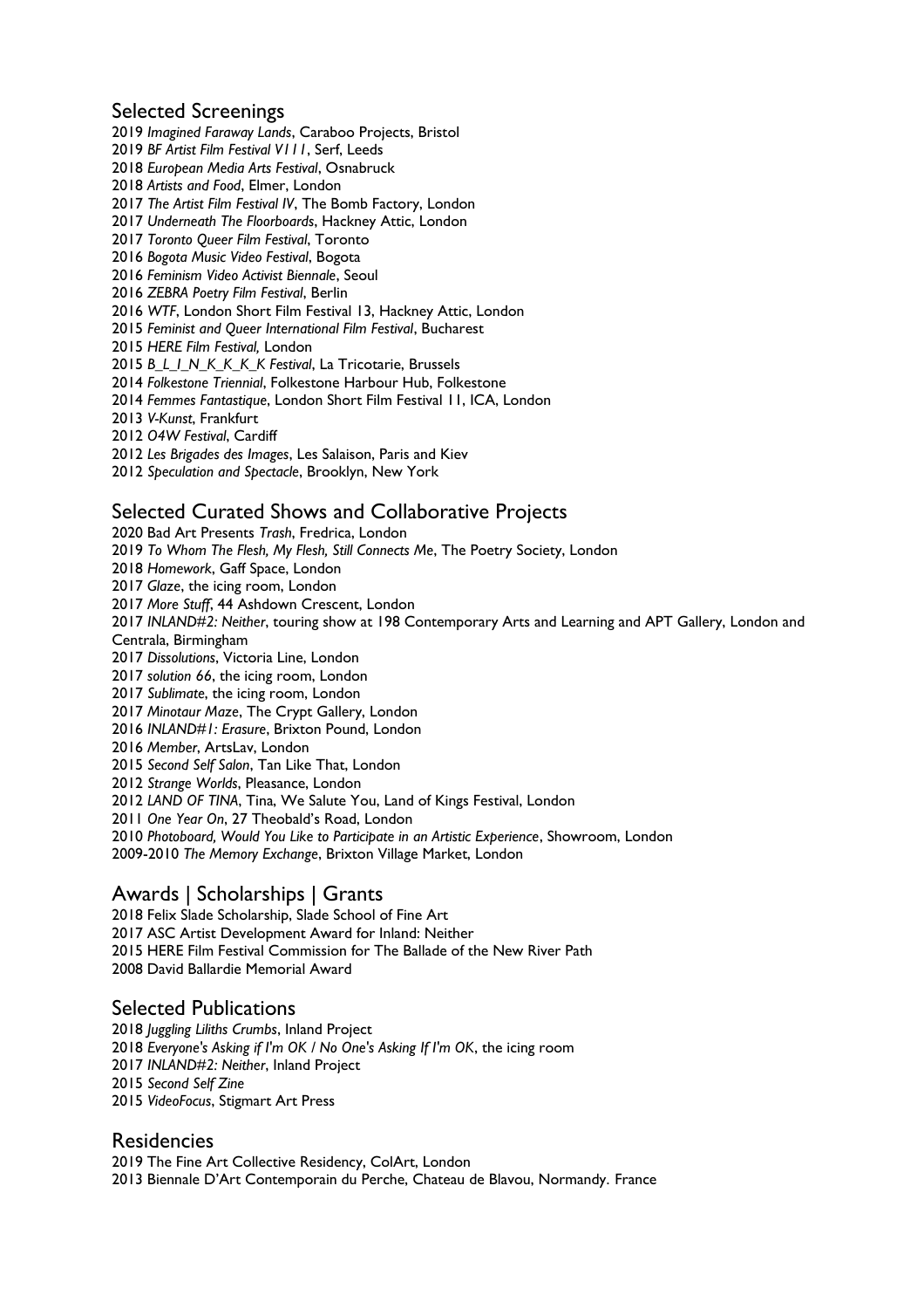## Selected Screenings

2019 *Imagined Faraway Lands*, Caraboo Projects, Bristol
2019 *BF Artist Film Festival V111*, Serf, Leeds
2018 *European Media Arts Festival*, Osnabruck
2018 *Artists and Food*, Elmer, London
2017 *The Artist Film Festival IV*, The Bomb Factory, London
2017 *Underneath The Floorboards*, Hackney Attic, London
2017 *Toronto Queer Film Festival*, Toronto
2016 *Bogota Music Video Festival*, Bogota
2016 *Feminism Video Activist Biennale*, Seoul
2016 *ZEBRA Poetry Film Festival*, Berlin
2016 *WTF*, London Short Film Festival 13, Hackney Attic, London
2015 *Feminist and Queer International Film Festival*, Bucharest
2015 *HERE Film Festival,* London
2015 *B_L_I_N_K_K_K_K Festival*, La Tricotarie, Brussels
2014 *Folkestone Triennial*, Folkestone Harbour Hub, Folkestone
2014 *Femmes Fantastique*, London Short Film Festival 11, ICA, London
2013 *V-Kunst*, Frankfurt
2012 *O4W Festival*, Cardiff
2012 *Les Brigades des Images*, Les Salaison, Paris and Kiev
2012 *Speculation and Spectacle*, Brooklyn, New York

## Selected Curated Shows and Collaborative Projects

2020 Bad Art Presents *Trash*, Fredrica, London
2019 *To Whom The Flesh, My Flesh, Still Connects Me*, The Poetry Society, London
2018 *Homework*, Gaff Space, London
2017 *Glaze*, the icing room, London
2017 *More Stuff*, 44 Ashdown Crescent, London
2017 *INLAND#2: Neither*, touring show at 198 Contemporary Arts and Learning and APT Gallery, London and Centrala, Birmingham
2017 *Dissolutions*, Victoria Line, London
2017 *solution 66*, the icing room, London
2017 *Sublimate*, the icing room, London
2017 *Minotaur Maze*, The Crypt Gallery, London
2016 *INLAND#1: Erasure*, Brixton Pound, London
2016 *Member*, ArtsLav, London
2015 *Second Self Salon*, Tan Like That, London
2012 *Strange Worlds*, Pleasance, London
2012 *LAND OF TINA*, Tina, We Salute You, Land of Kings Festival, London
2011 *One Year On*, 27 Theobald's Road, London
2010 *Photoboard, Would You Like to Participate in an Artistic Experience*, Showroom, London
2009-2010 *The Memory Exchange*, Brixton Village Market, London

## Awards | Scholarships | Grants

2018 Felix Slade Scholarship, Slade School of Fine Art
2017 ASC Artist Development Award for Inland: Neither
2015 HERE Film Festival Commission for The Ballade of the New River Path
2008 David Ballardie Memorial Award

## Selected Publications

2018 *Juggling Liliths Crumbs*, Inland Project
2018 *Everyone's Asking if I'm OK / No One's Asking If I'm OK*, the icing room
2017 *INLAND#2: Neither*, Inland Project
2015 *Second Self Zine*
2015 *VideoFocus*, Stigmart Art Press

## Residencies

2019 The Fine Art Collective Residency, ColArt, London
2013 Biennale D'Art Contemporain du Perche, Chateau de Blavou, Normandy. France